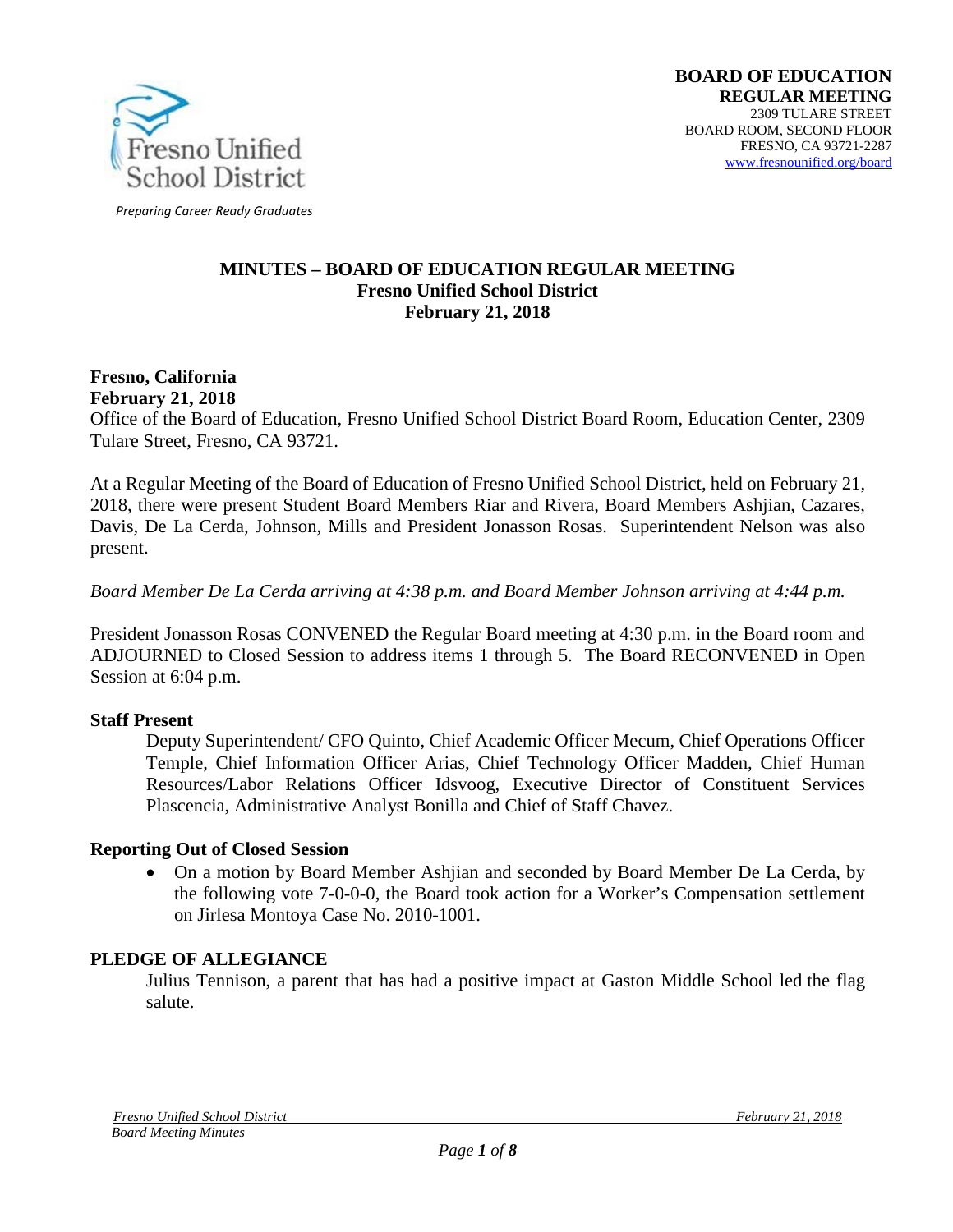**BOARD OF EDUCATION**
**REGULAR MEETING**
2309 TULARE STREET
BOARD ROOM, SECOND FLOOR
FRESNO, CA 93721-2287
www.fresnounified.org/board

Fresno Unified School District

*Preparing Career Ready Graduates*

# MINUTES – BOARD OF EDUCATION REGULAR MEETING
## Fresno Unified School District
## February 21, 2018

**Fresno, California**
**February 21, 2018**
Office of the Board of Education, Fresno Unified School District Board Room, Education Center, 2309 Tulare Street, Fresno, CA 93721.

At a Regular Meeting of the Board of Education of Fresno Unified School District, held on February 21, 2018, there were present Student Board Members Riar and Rivera, Board Members Ashjian, Cazares, Davis, De La Cerda, Johnson, Mills and President Jonasson Rosas. Superintendent Nelson was also present.

*Board Member De La Cerda arriving at 4:38 p.m. and Board Member Johnson arriving at 4:44 p.m.*

President Jonasson Rosas CONVENED the Regular Board meeting at 4:30 p.m. in the Board room and ADJOURNED to Closed Session to address items 1 through 5. The Board RECONVENED in Open Session at 6:04 p.m.

### Staff Present

Deputy Superintendent/ CFO Quinto, Chief Academic Officer Mecum, Chief Operations Officer Temple, Chief Information Officer Arias, Chief Technology Officer Madden, Chief Human Resources/Labor Relations Officer Idsvoog, Executive Director of Constituent Services Plascencia, Administrative Analyst Bonilla and Chief of Staff Chavez.

### Reporting Out of Closed Session

- On a motion by Board Member Ashjian and seconded by Board Member De La Cerda, by the following vote 7-0-0-0, the Board took action for a Worker's Compensation settlement on Jirlesa Montoya Case No. 2010-1001.

### PLEDGE OF ALLEGIANCE

Julius Tennison, a parent that has had a positive impact at Gaston Middle School led the flag salute.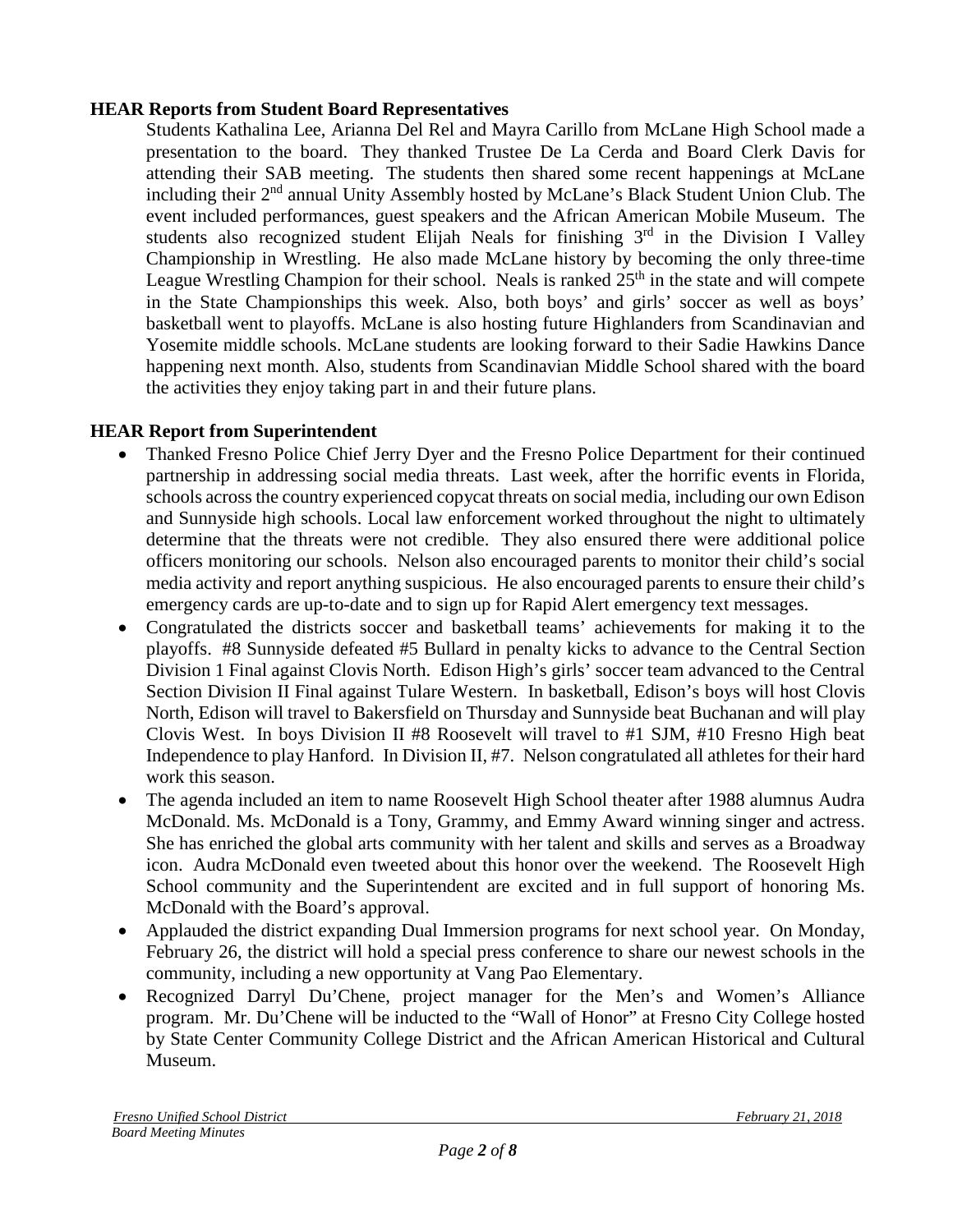**HEAR Reports from Student Board Representatives**

Students Kathalina Lee, Arianna Del Rel and Mayra Carillo from McLane High School made a presentation to the board. They thanked Trustee De La Cerda and Board Clerk Davis for attending their SAB meeting. The students then shared some recent happenings at McLane including their 2nd annual Unity Assembly hosted by McLane's Black Student Union Club. The event included performances, guest speakers and the African American Mobile Museum. The students also recognized student Elijah Neals for finishing 3rd in the Division I Valley Championship in Wrestling. He also made McLane history by becoming the only three-time League Wrestling Champion for their school. Neals is ranked 25th in the state and will compete in the State Championships this week. Also, both boys' and girls' soccer as well as boys' basketball went to playoffs. McLane is also hosting future Highlanders from Scandinavian and Yosemite middle schools. McLane students are looking forward to their Sadie Hawkins Dance happening next month. Also, students from Scandinavian Middle School shared with the board the activities they enjoy taking part in and their future plans.

**HEAR Report from Superintendent**

- Thanked Fresno Police Chief Jerry Dyer and the Fresno Police Department for their continued partnership in addressing social media threats. Last week, after the horrific events in Florida, schools across the country experienced copycat threats on social media, including our own Edison and Sunnyside high schools. Local law enforcement worked throughout the night to ultimately determine that the threats were not credible. They also ensured there were additional police officers monitoring our schools. Nelson also encouraged parents to monitor their child's social media activity and report anything suspicious. He also encouraged parents to ensure their child's emergency cards are up-to-date and to sign up for Rapid Alert emergency text messages.
- Congratulated the districts soccer and basketball teams' achievements for making it to the playoffs. #8 Sunnyside defeated #5 Bullard in penalty kicks to advance to the Central Section Division 1 Final against Clovis North. Edison High's girls' soccer team advanced to the Central Section Division II Final against Tulare Western. In basketball, Edison's boys will host Clovis North, Edison will travel to Bakersfield on Thursday and Sunnyside beat Buchanan and will play Clovis West. In boys Division II #8 Roosevelt will travel to #1 SJM, #10 Fresno High beat Independence to play Hanford. In Division II, #7. Nelson congratulated all athletes for their hard work this season.
- The agenda included an item to name Roosevelt High School theater after 1988 alumnus Audra McDonald. Ms. McDonald is a Tony, Grammy, and Emmy Award winning singer and actress. She has enriched the global arts community with her talent and skills and serves as a Broadway icon. Audra McDonald even tweeted about this honor over the weekend. The Roosevelt High School community and the Superintendent are excited and in full support of honoring Ms. McDonald with the Board's approval.
- Applauded the district expanding Dual Immersion programs for next school year. On Monday, February 26, the district will hold a special press conference to share our newest schools in the community, including a new opportunity at Vang Pao Elementary.
- Recognized Darryl Du'Chene, project manager for the Men's and Women's Alliance program. Mr. Du'Chene will be inducted to the "Wall of Honor" at Fresno City College hosted by State Center Community College District and the African American Historical and Cultural Museum.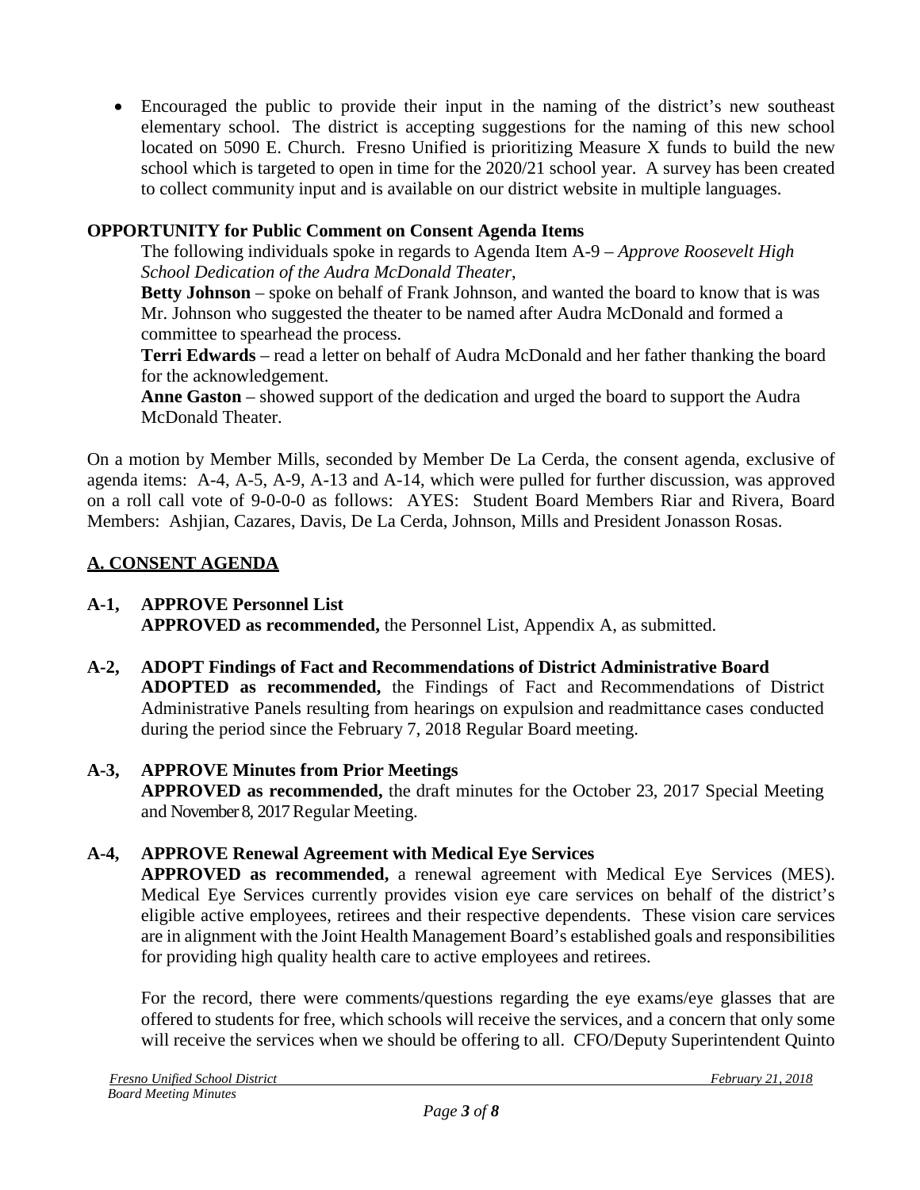- Encouraged the public to provide their input in the naming of the district's new southeast elementary school. The district is accepting suggestions for the naming of this new school located on 5090 E. Church. Fresno Unified is prioritizing Measure X funds to build the new school which is targeted to open in time for the 2020/21 school year. A survey has been created to collect community input and is available on our district website in multiple languages.

**OPPORTUNITY for Public Comment on Consent Agenda Items**

The following individuals spoke in regards to Agenda Item A-9 – *Approve Roosevelt High School Dedication of the Audra McDonald Theater*,

**Betty Johnson** – spoke on behalf of Frank Johnson, and wanted the board to know that is was Mr. Johnson who suggested the theater to be named after Audra McDonald and formed a committee to spearhead the process.

**Terri Edwards** – read a letter on behalf of Audra McDonald and her father thanking the board for the acknowledgement.

**Anne Gaston** – showed support of the dedication and urged the board to support the Audra McDonald Theater.

On a motion by Member Mills, seconded by Member De La Cerda, the consent agenda, exclusive of agenda items: A-4, A-5, A-9, A-13 and A-14, which were pulled for further discussion, was approved on a roll call vote of 9-0-0-0 as follows: AYES: Student Board Members Riar and Rivera, Board Members: Ashjian, Cazares, Davis, De La Cerda, Johnson, Mills and President Jonasson Rosas.

## A. CONSENT AGENDA

**A-1, APPROVE Personnel List**
**APPROVED as recommended,** the Personnel List, Appendix A, as submitted.

**A-2, ADOPT Findings of Fact and Recommendations of District Administrative Board**
**ADOPTED as recommended,** the Findings of Fact and Recommendations of District Administrative Panels resulting from hearings on expulsion and readmittance cases conducted during the period since the February 7, 2018 Regular Board meeting.

**A-3, APPROVE Minutes from Prior Meetings**
**APPROVED as recommended,** the draft minutes for the October 23, 2017 Special Meeting and November 8, 2017 Regular Meeting.

**A-4, APPROVE Renewal Agreement with Medical Eye Services**
**APPROVED as recommended,** a renewal agreement with Medical Eye Services (MES). Medical Eye Services currently provides vision eye care services on behalf of the district's eligible active employees, retirees and their respective dependents. These vision care services are in alignment with the Joint Health Management Board's established goals and responsibilities for providing high quality health care to active employees and retirees.

For the record, there were comments/questions regarding the eye exams/eye glasses that are offered to students for free, which schools will receive the services, and a concern that only some will receive the services when we should be offering to all. CFO/Deputy Superintendent Quinto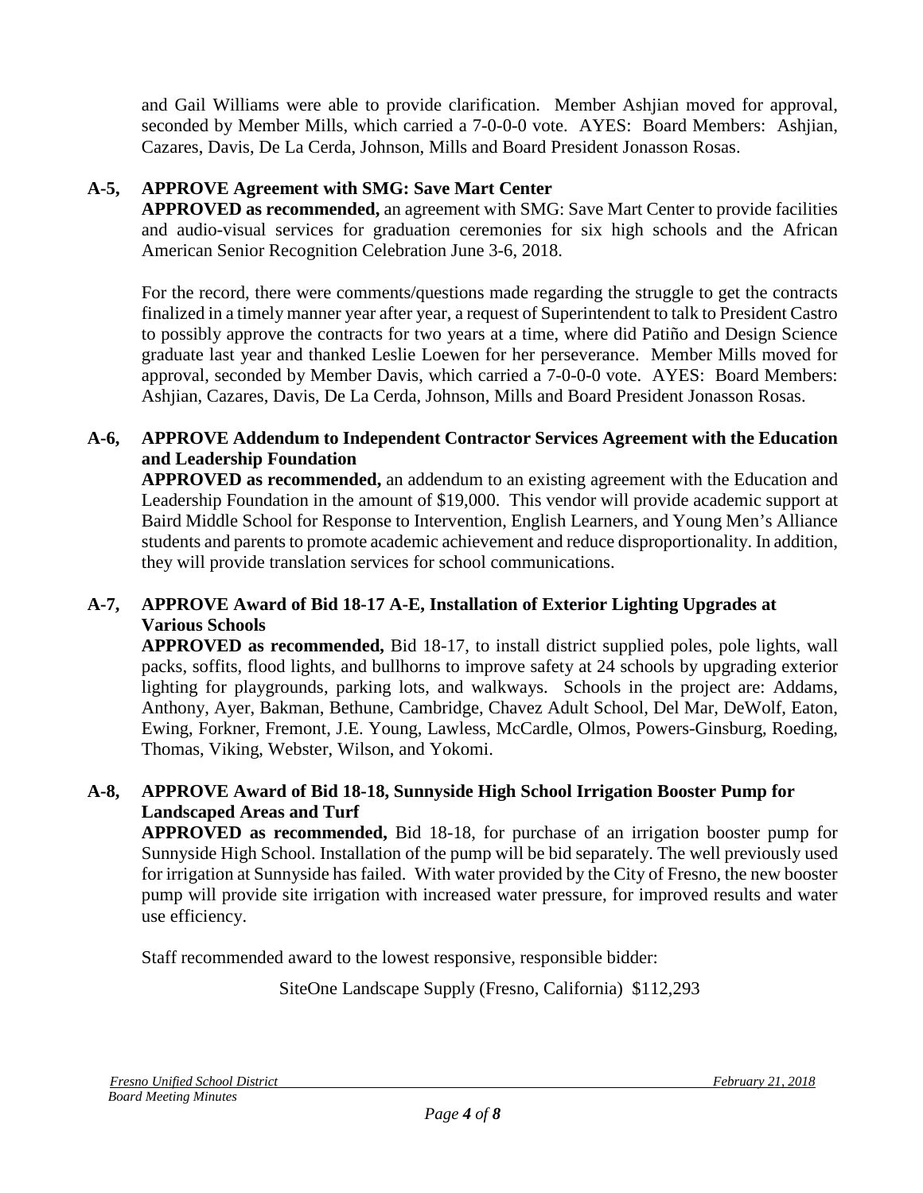and Gail Williams were able to provide clarification. Member Ashjian moved for approval, seconded by Member Mills, which carried a 7-0-0-0 vote. AYES: Board Members: Ashjian, Cazares, Davis, De La Cerda, Johnson, Mills and Board President Jonasson Rosas.

**A-5, APPROVE Agreement with SMG: Save Mart Center**

**APPROVED as recommended,** an agreement with SMG: Save Mart Center to provide facilities and audio-visual services for graduation ceremonies for six high schools and the African American Senior Recognition Celebration June 3-6, 2018.

For the record, there were comments/questions made regarding the struggle to get the contracts finalized in a timely manner year after year, a request of Superintendent to talk to President Castro to possibly approve the contracts for two years at a time, where did Patiño and Design Science graduate last year and thanked Leslie Loewen for her perseverance. Member Mills moved for approval, seconded by Member Davis, which carried a 7-0-0-0 vote. AYES: Board Members: Ashjian, Cazares, Davis, De La Cerda, Johnson, Mills and Board President Jonasson Rosas.

**A-6, APPROVE Addendum to Independent Contractor Services Agreement with the Education and Leadership Foundation**

**APPROVED as recommended,** an addendum to an existing agreement with the Education and Leadership Foundation in the amount of $19,000. This vendor will provide academic support at Baird Middle School for Response to Intervention, English Learners, and Young Men's Alliance students and parents to promote academic achievement and reduce disproportionality. In addition, they will provide translation services for school communications.

**A-7, APPROVE Award of Bid 18-17 A-E, Installation of Exterior Lighting Upgrades at Various Schools**

**APPROVED as recommended,** Bid 18-17, to install district supplied poles, pole lights, wall packs, soffits, flood lights, and bullhorns to improve safety at 24 schools by upgrading exterior lighting for playgrounds, parking lots, and walkways. Schools in the project are: Addams, Anthony, Ayer, Bakman, Bethune, Cambridge, Chavez Adult School, Del Mar, DeWolf, Eaton, Ewing, Forkner, Fremont, J.E. Young, Lawless, McCardle, Olmos, Powers-Ginsburg, Roeding, Thomas, Viking, Webster, Wilson, and Yokomi.

**A-8, APPROVE Award of Bid 18-18, Sunnyside High School Irrigation Booster Pump for Landscaped Areas and Turf**

**APPROVED as recommended,** Bid 18-18, for purchase of an irrigation booster pump for Sunnyside High School. Installation of the pump will be bid separately. The well previously used for irrigation at Sunnyside has failed. With water provided by the City of Fresno, the new booster pump will provide site irrigation with increased water pressure, for improved results and water use efficiency.

Staff recommended award to the lowest responsive, responsible bidder:

SiteOne Landscape Supply (Fresno, California) $112,293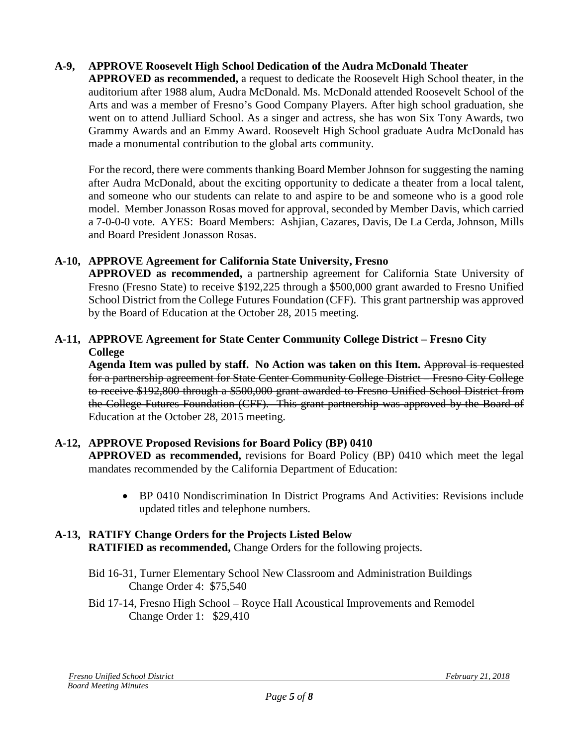**A-9, APPROVE Roosevelt High School Dedication of the Audra McDonald Theater**

**APPROVED as recommended,** a request to dedicate the Roosevelt High School theater, in the auditorium after 1988 alum, Audra McDonald. Ms. McDonald attended Roosevelt School of the Arts and was a member of Fresno's Good Company Players. After high school graduation, she went on to attend Julliard School. As a singer and actress, she has won Six Tony Awards, two Grammy Awards and an Emmy Award. Roosevelt High School graduate Audra McDonald has made a monumental contribution to the global arts community.

For the record, there were comments thanking Board Member Johnson for suggesting the naming after Audra McDonald, about the exciting opportunity to dedicate a theater from a local talent, and someone who our students can relate to and aspire to be and someone who is a good role model. Member Jonasson Rosas moved for approval, seconded by Member Davis, which carried a 7-0-0-0 vote. AYES: Board Members: Ashjian, Cazares, Davis, De La Cerda, Johnson, Mills and Board President Jonasson Rosas.

**A-10, APPROVE Agreement for California State University, Fresno**

**APPROVED as recommended,** a partnership agreement for California State University of Fresno (Fresno State) to receive $192,225 through a $500,000 grant awarded to Fresno Unified School District from the College Futures Foundation (CFF). This grant partnership was approved by the Board of Education at the October 28, 2015 meeting.

**A-11, APPROVE Agreement for State Center Community College District – Fresno City College**

**Agenda Item was pulled by staff. No Action was taken on this Item.** ~~Approval is requested for a partnership agreement for State Center Community College District – Fresno City College to receive $192,800 through a $500,000 grant awarded to Fresno Unified School District from the College Futures Foundation (CFF). This grant partnership was approved by the Board of Education at the October 28, 2015 meeting.~~

**A-12, APPROVE Proposed Revisions for Board Policy (BP) 0410**

**APPROVED as recommended,** revisions for Board Policy (BP) 0410 which meet the legal mandates recommended by the California Department of Education:

- BP 0410 Nondiscrimination In District Programs And Activities: Revisions include updated titles and telephone numbers.

**A-13, RATIFY Change Orders for the Projects Listed Below**

**RATIFIED as recommended,** Change Orders for the following projects.

Bid 16-31, Turner Elementary School New Classroom and Administration Buildings
Change Order 4: $75,540

Bid 17-14, Fresno High School – Royce Hall Acoustical Improvements and Remodel
Change Order 1: $29,410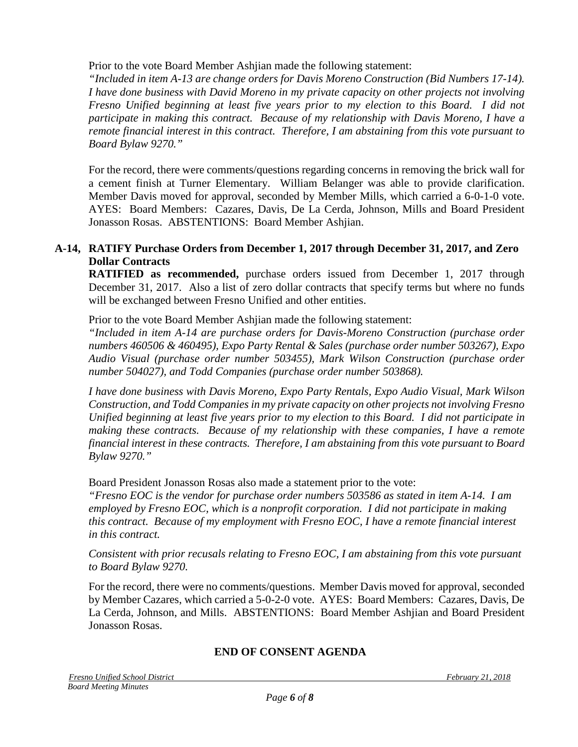Prior to the vote Board Member Ashjian made the following statement:

*"Included in item A-13 are change orders for Davis Moreno Construction (Bid Numbers 17-14). I have done business with David Moreno in my private capacity on other projects not involving Fresno Unified beginning at least five years prior to my election to this Board. I did not participate in making this contract. Because of my relationship with Davis Moreno, I have a remote financial interest in this contract. Therefore, I am abstaining from this vote pursuant to Board Bylaw 9270."*

For the record, there were comments/questions regarding concerns in removing the brick wall for a cement finish at Turner Elementary. William Belanger was able to provide clarification. Member Davis moved for approval, seconded by Member Mills, which carried a 6-0-1-0 vote. AYES: Board Members: Cazares, Davis, De La Cerda, Johnson, Mills and Board President Jonasson Rosas. ABSTENTIONS: Board Member Ashjian.

**A-14, RATIFY Purchase Orders from December 1, 2017 through December 31, 2017, and Zero Dollar Contracts**

**RATIFIED as recommended,** purchase orders issued from December 1, 2017 through December 31, 2017. Also a list of zero dollar contracts that specify terms but where no funds will be exchanged between Fresno Unified and other entities.

Prior to the vote Board Member Ashjian made the following statement:

*"Included in item A-14 are purchase orders for Davis-Moreno Construction (purchase order numbers 460506 & 460495), Expo Party Rental & Sales (purchase order number 503267), Expo Audio Visual (purchase order number 503455), Mark Wilson Construction (purchase order number 504027), and Todd Companies (purchase order number 503868).*

*I have done business with Davis Moreno, Expo Party Rentals, Expo Audio Visual, Mark Wilson Construction, and Todd Companies in my private capacity on other projects not involving Fresno Unified beginning at least five years prior to my election to this Board. I did not participate in making these contracts. Because of my relationship with these companies, I have a remote financial interest in these contracts. Therefore, I am abstaining from this vote pursuant to Board Bylaw 9270."*

Board President Jonasson Rosas also made a statement prior to the vote:

*"Fresno EOC is the vendor for purchase order numbers 503586 as stated in item A-14. I am employed by Fresno EOC, which is a nonprofit corporation. I did not participate in making this contract. Because of my employment with Fresno EOC, I have a remote financial interest in this contract.*

*Consistent with prior recusals relating to Fresno EOC, I am abstaining from this vote pursuant to Board Bylaw 9270.*

For the record, there were no comments/questions. Member Davis moved for approval, seconded by Member Cazares, which carried a 5-0-2-0 vote. AYES: Board Members: Cazares, Davis, De La Cerda, Johnson, and Mills. ABSTENTIONS: Board Member Ashjian and Board President Jonasson Rosas.

**END OF CONSENT AGENDA**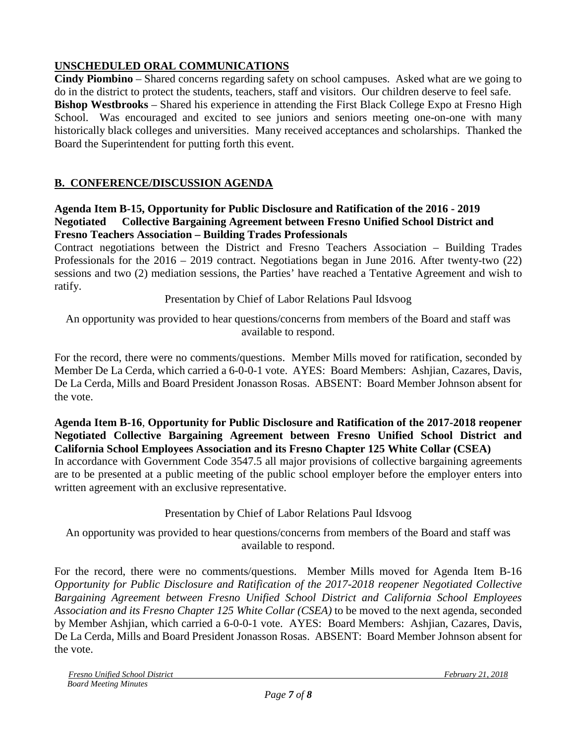## UNSCHEDULED ORAL COMMUNICATIONS

**Cindy Piombino** – Shared concerns regarding safety on school campuses. Asked what are we going to do in the district to protect the students, teachers, staff and visitors. Our children deserve to feel safe.

**Bishop Westbrooks** – Shared his experience in attending the First Black College Expo at Fresno High School. Was encouraged and excited to see juniors and seniors meeting one-on-one with many historically black colleges and universities. Many received acceptances and scholarships. Thanked the Board the Superintendent for putting forth this event.

## B. CONFERENCE/DISCUSSION AGENDA

**Agenda Item B-15, Opportunity for Public Disclosure and Ratification of the 2016 - 2019 Negotiated Collective Bargaining Agreement between Fresno Unified School District and Fresno Teachers Association – Building Trades Professionals**

Contract negotiations between the District and Fresno Teachers Association – Building Trades Professionals for the 2016 – 2019 contract. Negotiations began in June 2016. After twenty-two (22) sessions and two (2) mediation sessions, the Parties' have reached a Tentative Agreement and wish to ratify.

Presentation by Chief of Labor Relations Paul Idsvoog

An opportunity was provided to hear questions/concerns from members of the Board and staff was available to respond.

For the record, there were no comments/questions. Member Mills moved for ratification, seconded by Member De La Cerda, which carried a 6-0-0-1 vote. AYES: Board Members: Ashjian, Cazares, Davis, De La Cerda, Mills and Board President Jonasson Rosas. ABSENT: Board Member Johnson absent for the vote.

**Agenda Item B-16**, **Opportunity for Public Disclosure and Ratification of the 2017-2018 reopener Negotiated Collective Bargaining Agreement between Fresno Unified School District and California School Employees Association and its Fresno Chapter 125 White Collar (CSEA)**

In accordance with Government Code 3547.5 all major provisions of collective bargaining agreements are to be presented at a public meeting of the public school employer before the employer enters into written agreement with an exclusive representative.

Presentation by Chief of Labor Relations Paul Idsvoog

An opportunity was provided to hear questions/concerns from members of the Board and staff was available to respond.

For the record, there were no comments/questions. Member Mills moved for Agenda Item B-16 *Opportunity for Public Disclosure and Ratification of the 2017-2018 reopener Negotiated Collective Bargaining Agreement between Fresno Unified School District and California School Employees Association and its Fresno Chapter 125 White Collar (CSEA)* to be moved to the next agenda, seconded by Member Ashjian, which carried a 6-0-0-1 vote. AYES: Board Members: Ashjian, Cazares, Davis, De La Cerda, Mills and Board President Jonasson Rosas. ABSENT: Board Member Johnson absent for the vote.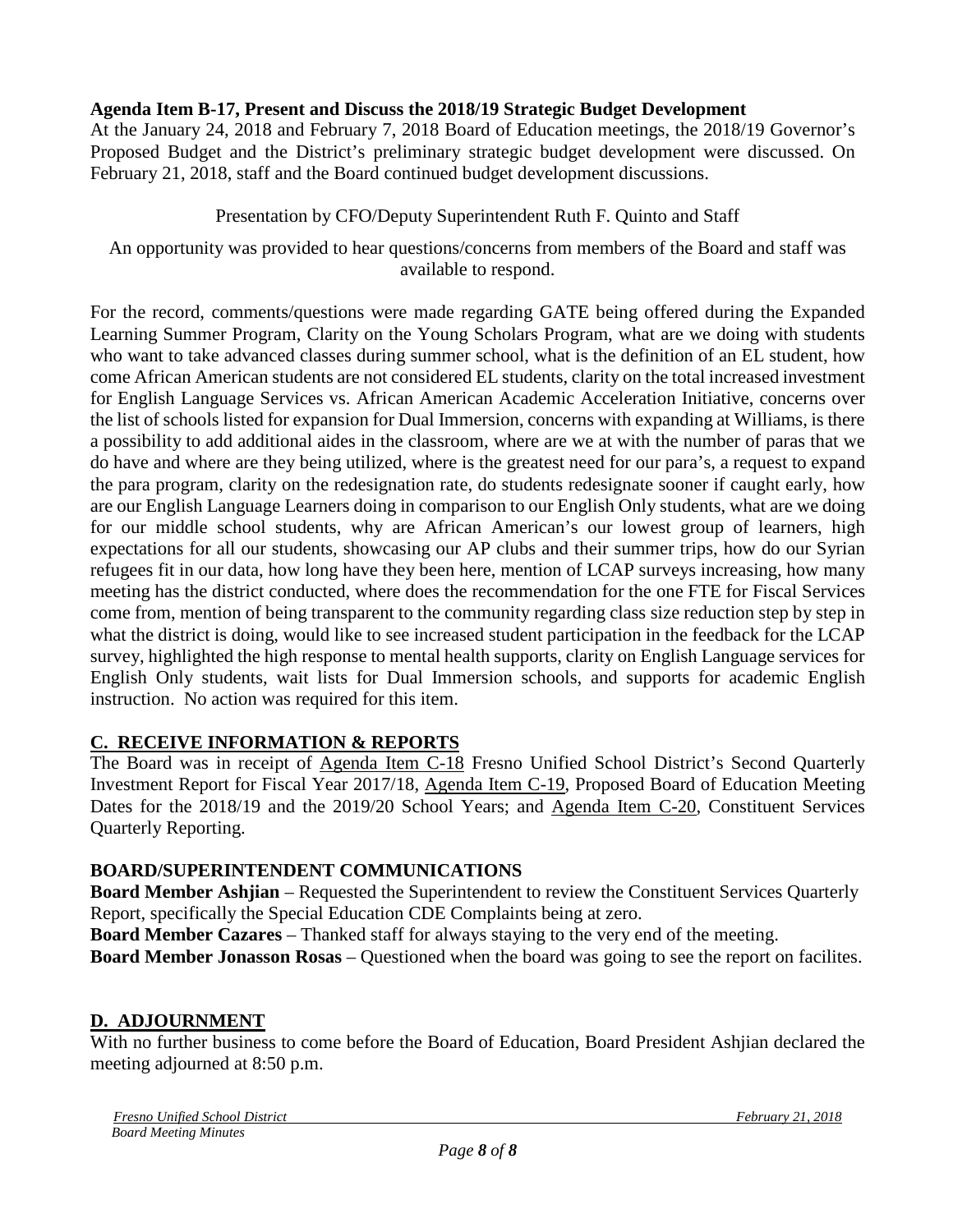**Agenda Item B-17, Present and Discuss the 2018/19 Strategic Budget Development**

At the January 24, 2018 and February 7, 2018 Board of Education meetings, the 2018/19 Governor's Proposed Budget and the District's preliminary strategic budget development were discussed. On February 21, 2018, staff and the Board continued budget development discussions.

Presentation by CFO/Deputy Superintendent Ruth F. Quinto and Staff

An opportunity was provided to hear questions/concerns from members of the Board and staff was available to respond.

For the record, comments/questions were made regarding GATE being offered during the Expanded Learning Summer Program, Clarity on the Young Scholars Program, what are we doing with students who want to take advanced classes during summer school, what is the definition of an EL student, how come African American students are not considered EL students, clarity on the total increased investment for English Language Services vs. African American Academic Acceleration Initiative, concerns over the list of schools listed for expansion for Dual Immersion, concerns with expanding at Williams, is there a possibility to add additional aides in the classroom, where are we at with the number of paras that we do have and where are they being utilized, where is the greatest need for our para's, a request to expand the para program, clarity on the redesignation rate, do students redesignate sooner if caught early, how are our English Language Learners doing in comparison to our English Only students, what are we doing for our middle school students, why are African American's our lowest group of learners, high expectations for all our students, showcasing our AP clubs and their summer trips, how do our Syrian refugees fit in our data, how long have they been here, mention of LCAP surveys increasing, how many meeting has the district conducted, where does the recommendation for the one FTE for Fiscal Services come from, mention of being transparent to the community regarding class size reduction step by step in what the district is doing, would like to see increased student participation in the feedback for the LCAP survey, highlighted the high response to mental health supports, clarity on English Language services for English Only students, wait lists for Dual Immersion schools, and supports for academic English instruction. No action was required for this item.

## C. RECEIVE INFORMATION & REPORTS

The Board was in receipt of Agenda Item C-18 Fresno Unified School District's Second Quarterly Investment Report for Fiscal Year 2017/18, Agenda Item C-19, Proposed Board of Education Meeting Dates for the 2018/19 and the 2019/20 School Years; and Agenda Item C-20, Constituent Services Quarterly Reporting.

## BOARD/SUPERINTENDENT COMMUNICATIONS

**Board Member Ashjian** – Requested the Superintendent to review the Constituent Services Quarterly Report, specifically the Special Education CDE Complaints being at zero.

**Board Member Cazares** – Thanked staff for always staying to the very end of the meeting.

**Board Member Jonasson Rosas** – Questioned when the board was going to see the report on facilites.

## D. ADJOURNMENT

With no further business to come before the Board of Education, Board President Ashjian declared the meeting adjourned at 8:50 p.m.